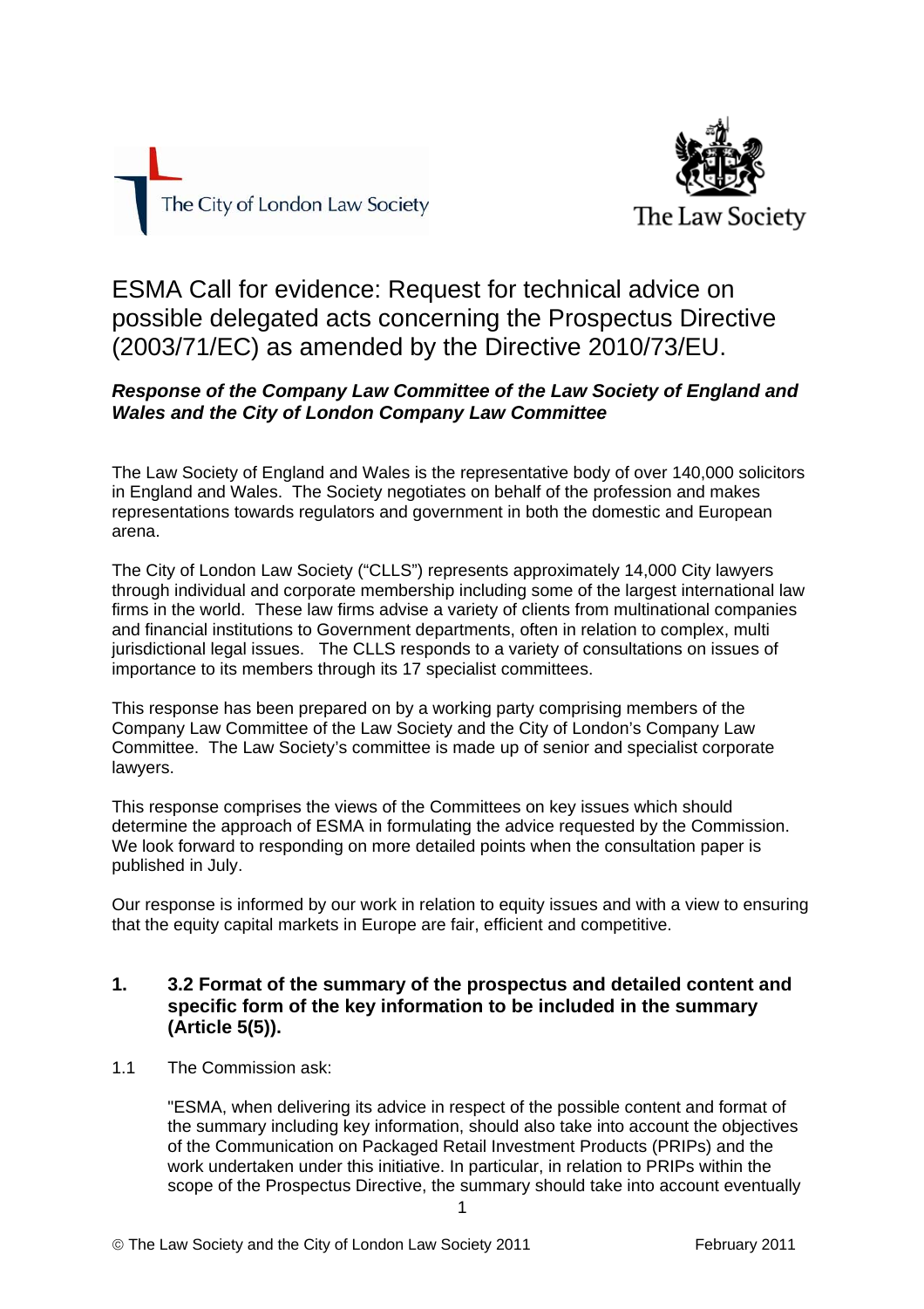The City of London Law Society

The Law Society

# ESMA Call for evidence: Request for technical advice on possible delegated acts concerning the Prospectus Directive (2003/71/EC) as amended by the Directive 2010/73/EU.

***Response of the Company Law Committee of the Law Society of England and Wales and the City of London Company Law Committee***

The Law Society of England and Wales is the representative body of over 140,000 solicitors in England and Wales. The Society negotiates on behalf of the profession and makes representations towards regulators and government in both the domestic and European arena.

The City of London Law Society ("CLLS") represents approximately 14,000 City lawyers through individual and corporate membership including some of the largest international law firms in the world. These law firms advise a variety of clients from multinational companies and financial institutions to Government departments, often in relation to complex, multi jurisdictional legal issues. The CLLS responds to a variety of consultations on issues of importance to its members through its 17 specialist committees.

This response has been prepared on by a working party comprising members of the Company Law Committee of the Law Society and the City of London's Company Law Committee. The Law Society's committee is made up of senior and specialist corporate lawyers.

This response comprises the views of the Committees on key issues which should determine the approach of ESMA in formulating the advice requested by the Commission. We look forward to responding on more detailed points when the consultation paper is published in July.

Our response is informed by our work in relation to equity issues and with a view to ensuring that the equity capital markets in Europe are fair, efficient and competitive.

## 1. 3.2 Format of the summary of the prospectus and detailed content and specific form of the key information to be included in the summary (Article 5(5)).

1.1 The Commission ask:

"ESMA, when delivering its advice in respect of the possible content and format of the summary including key information, should also take into account the objectives of the Communication on Packaged Retail Investment Products (PRIPs) and the work undertaken under this initiative. In particular, in relation to PRIPs within the scope of the Prospectus Directive, the summary should take into account eventually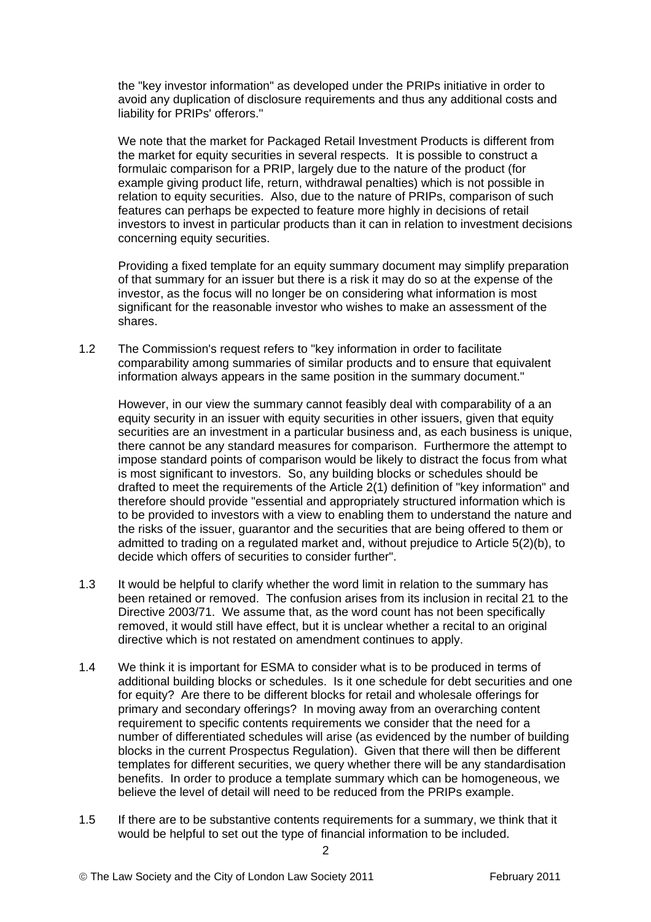the "key investor information" as developed under the PRIPs initiative in order to avoid any duplication of disclosure requirements and thus any additional costs and liability for PRIPs' offerors."

We note that the market for Packaged Retail Investment Products is different from the market for equity securities in several respects. It is possible to construct a formulaic comparison for a PRIP, largely due to the nature of the product (for example giving product life, return, withdrawal penalties) which is not possible in relation to equity securities. Also, due to the nature of PRIPs, comparison of such features can perhaps be expected to feature more highly in decisions of retail investors to invest in particular products than it can in relation to investment decisions concerning equity securities.

Providing a fixed template for an equity summary document may simplify preparation of that summary for an issuer but there is a risk it may do so at the expense of the investor, as the focus will no longer be on considering what information is most significant for the reasonable investor who wishes to make an assessment of the shares.

1.2 The Commission's request refers to "key information in order to facilitate comparability among summaries of similar products and to ensure that equivalent information always appears in the same position in the summary document."

However, in our view the summary cannot feasibly deal with comparability of a an equity security in an issuer with equity securities in other issuers, given that equity securities are an investment in a particular business and, as each business is unique, there cannot be any standard measures for comparison. Furthermore the attempt to impose standard points of comparison would be likely to distract the focus from what is most significant to investors. So, any building blocks or schedules should be drafted to meet the requirements of the Article 2(1) definition of "key information" and therefore should provide "essential and appropriately structured information which is to be provided to investors with a view to enabling them to understand the nature and the risks of the issuer, guarantor and the securities that are being offered to them or admitted to trading on a regulated market and, without prejudice to Article 5(2)(b), to decide which offers of securities to consider further".

1.3 It would be helpful to clarify whether the word limit in relation to the summary has been retained or removed. The confusion arises from its inclusion in recital 21 to the Directive 2003/71. We assume that, as the word count has not been specifically removed, it would still have effect, but it is unclear whether a recital to an original directive which is not restated on amendment continues to apply.

1.4 We think it is important for ESMA to consider what is to be produced in terms of additional building blocks or schedules. Is it one schedule for debt securities and one for equity? Are there to be different blocks for retail and wholesale offerings for primary and secondary offerings? In moving away from an overarching content requirement to specific contents requirements we consider that the need for a number of differentiated schedules will arise (as evidenced by the number of building blocks in the current Prospectus Regulation). Given that there will then be different templates for different securities, we query whether there will be any standardisation benefits. In order to produce a template summary which can be homogeneous, we believe the level of detail will need to be reduced from the PRIPs example.

1.5 If there are to be substantive contents requirements for a summary, we think that it would be helpful to set out the type of financial information to be included.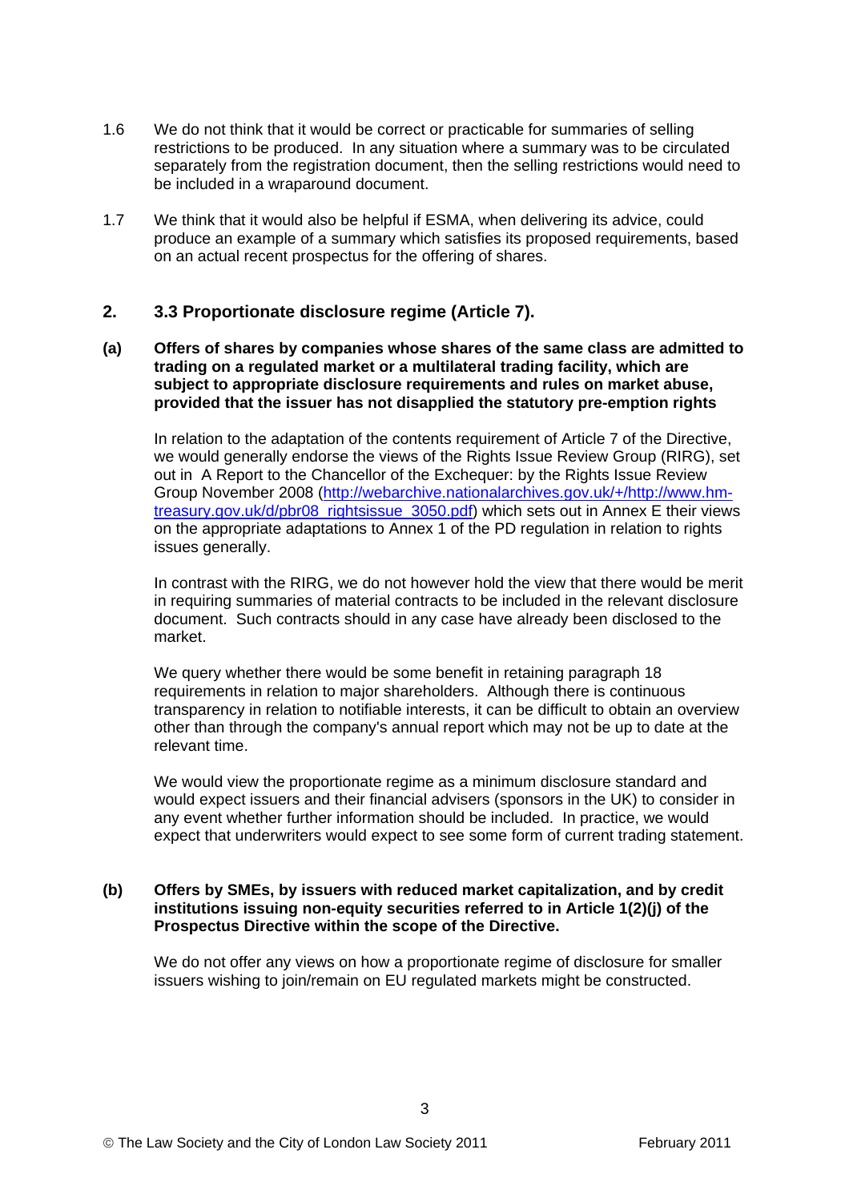1.6 We do not think that it would be correct or practicable for summaries of selling restrictions to be produced. In any situation where a summary was to be circulated separately from the registration document, then the selling restrictions would need to be included in a wraparound document.

1.7 We think that it would also be helpful if ESMA, when delivering its advice, could produce an example of a summary which satisfies its proposed requirements, based on an actual recent prospectus for the offering of shares.

## 2. 3.3 Proportionate disclosure regime (Article 7).

**(a) Offers of shares by companies whose shares of the same class are admitted to trading on a regulated market or a multilateral trading facility, which are subject to appropriate disclosure requirements and rules on market abuse, provided that the issuer has not disapplied the statutory pre-emption rights**

In relation to the adaptation of the contents requirement of Article 7 of the Directive, we would generally endorse the views of the Rights Issue Review Group (RIRG), set out in A Report to the Chancellor of the Exchequer: by the Rights Issue Review Group November 2008 (http://webarchive.nationalarchives.gov.uk/+/http://www.hm-treasury.gov.uk/d/pbr08_rightsissue_3050.pdf) which sets out in Annex E their views on the appropriate adaptations to Annex 1 of the PD regulation in relation to rights issues generally.

In contrast with the RIRG, we do not however hold the view that there would be merit in requiring summaries of material contracts to be included in the relevant disclosure document. Such contracts should in any case have already been disclosed to the market.

We query whether there would be some benefit in retaining paragraph 18 requirements in relation to major shareholders. Although there is continuous transparency in relation to notifiable interests, it can be difficult to obtain an overview other than through the company's annual report which may not be up to date at the relevant time.

We would view the proportionate regime as a minimum disclosure standard and would expect issuers and their financial advisers (sponsors in the UK) to consider in any event whether further information should be included. In practice, we would expect that underwriters would expect to see some form of current trading statement.

**(b) Offers by SMEs, by issuers with reduced market capitalization, and by credit institutions issuing non-equity securities referred to in Article 1(2)(j) of the Prospectus Directive within the scope of the Directive.**

We do not offer any views on how a proportionate regime of disclosure for smaller issuers wishing to join/remain on EU regulated markets might be constructed.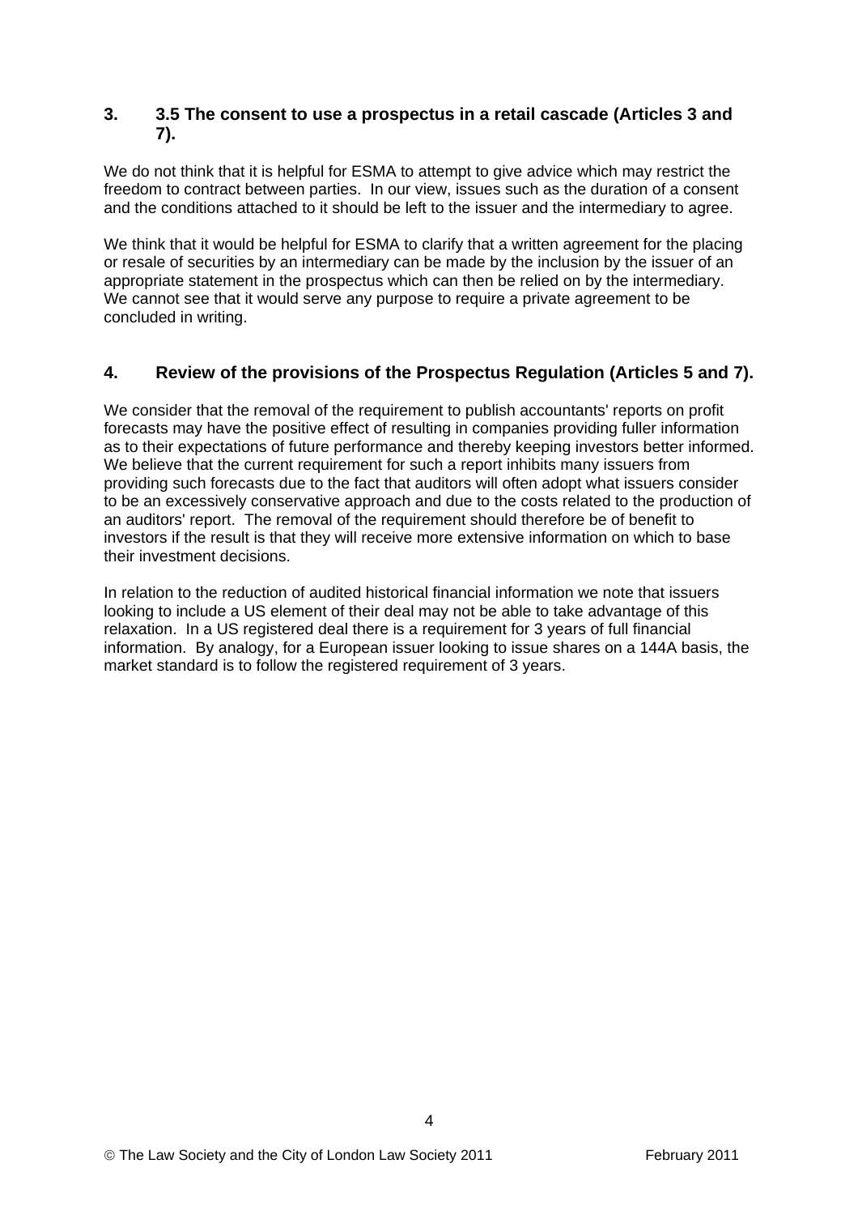## 3. 3.5 The consent to use a prospectus in a retail cascade (Articles 3 and 7).

We do not think that it is helpful for ESMA to attempt to give advice which may restrict the freedom to contract between parties. In our view, issues such as the duration of a consent and the conditions attached to it should be left to the issuer and the intermediary to agree.

We think that it would be helpful for ESMA to clarify that a written agreement for the placing or resale of securities by an intermediary can be made by the inclusion by the issuer of an appropriate statement in the prospectus which can then be relied on by the intermediary. We cannot see that it would serve any purpose to require a private agreement to be concluded in writing.

## 4. Review of the provisions of the Prospectus Regulation (Articles 5 and 7).

We consider that the removal of the requirement to publish accountants' reports on profit forecasts may have the positive effect of resulting in companies providing fuller information as to their expectations of future performance and thereby keeping investors better informed. We believe that the current requirement for such a report inhibits many issuers from providing such forecasts due to the fact that auditors will often adopt what issuers consider to be an excessively conservative approach and due to the costs related to the production of an auditors' report. The removal of the requirement should therefore be of benefit to investors if the result is that they will receive more extensive information on which to base their investment decisions.

In relation to the reduction of audited historical financial information we note that issuers looking to include a US element of their deal may not be able to take advantage of this relaxation. In a US registered deal there is a requirement for 3 years of full financial information. By analogy, for a European issuer looking to issue shares on a 144A basis, the market standard is to follow the registered requirement of 3 years.